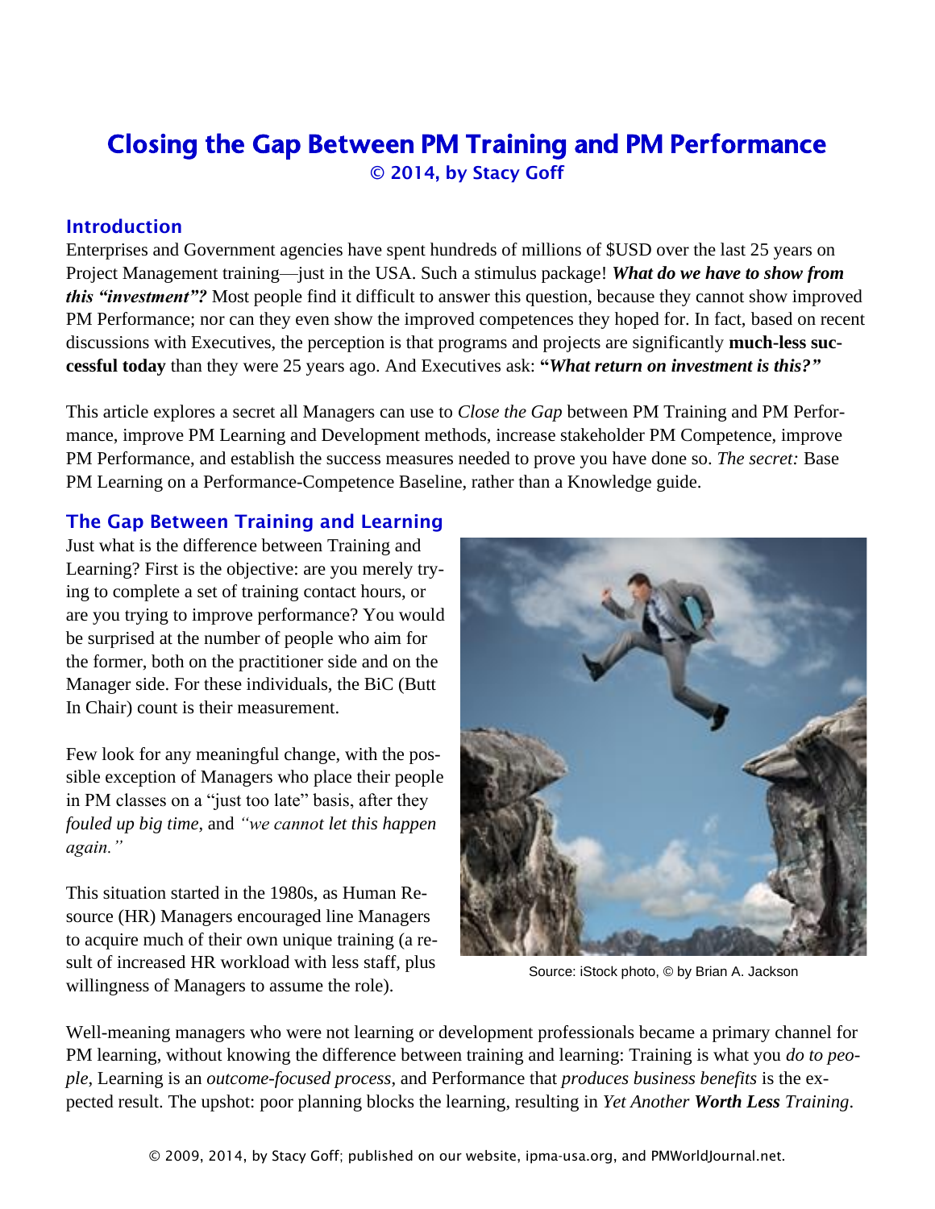# Closing the Gap Between PM Training and PM Performance

**© 2014, by Stacy Goff**

## Introduction

Enterprises and Government agencies have spent hundreds of millions of $USD over the last 25 years on Project Management training—just in the USA. Such a stimulus package! ***What do we have to show from this "investment"?*** Most people find it difficult to answer this question, because they cannot show improved PM Performance; nor can they even show the improved competences they hoped for. In fact, based on recent discussions with Executives, the perception is that programs and projects are significantly **much-less successful today** than they were 25 years ago. And Executives ask: **"*What return on investment is this?"***

This article explores a secret all Managers can use to *Close the Gap* between PM Training and PM Performance, improve PM Learning and Development methods, increase stakeholder PM Competence, improve PM Performance, and establish the success measures needed to prove you have done so. *The secret:* Base PM Learning on a Performance-Competence Baseline, rather than a Knowledge guide.

## The Gap Between Training and Learning

Just what is the difference between Training and Learning? First is the objective: are you merely trying to complete a set of training contact hours, or are you trying to improve performance? You would be surprised at the number of people who aim for the former, both on the practitioner side and on the Manager side. For these individuals, the BiC (Butt In Chair) count is their measurement.

Few look for any meaningful change, with the possible exception of Managers who place their people in PM classes on a "just too late" basis, after they *fouled up big time*, and *"we cannot let this happen again."*

This situation started in the 1980s, as Human Resource (HR) Managers encouraged line Managers to acquire much of their own unique training (a result of increased HR workload with less staff, plus willingness of Managers to assume the role).

Source: iStock photo, © by Brian A. Jackson

Well-meaning managers who were not learning or development professionals became a primary channel for PM learning, without knowing the difference between training and learning: Training is what you *do to people*, Learning is an *outcome-focused process*, and Performance that *produces business benefits* is the expected result. The upshot: poor planning blocks the learning, resulting in *Yet Another* ***Worth Less*** *Training*.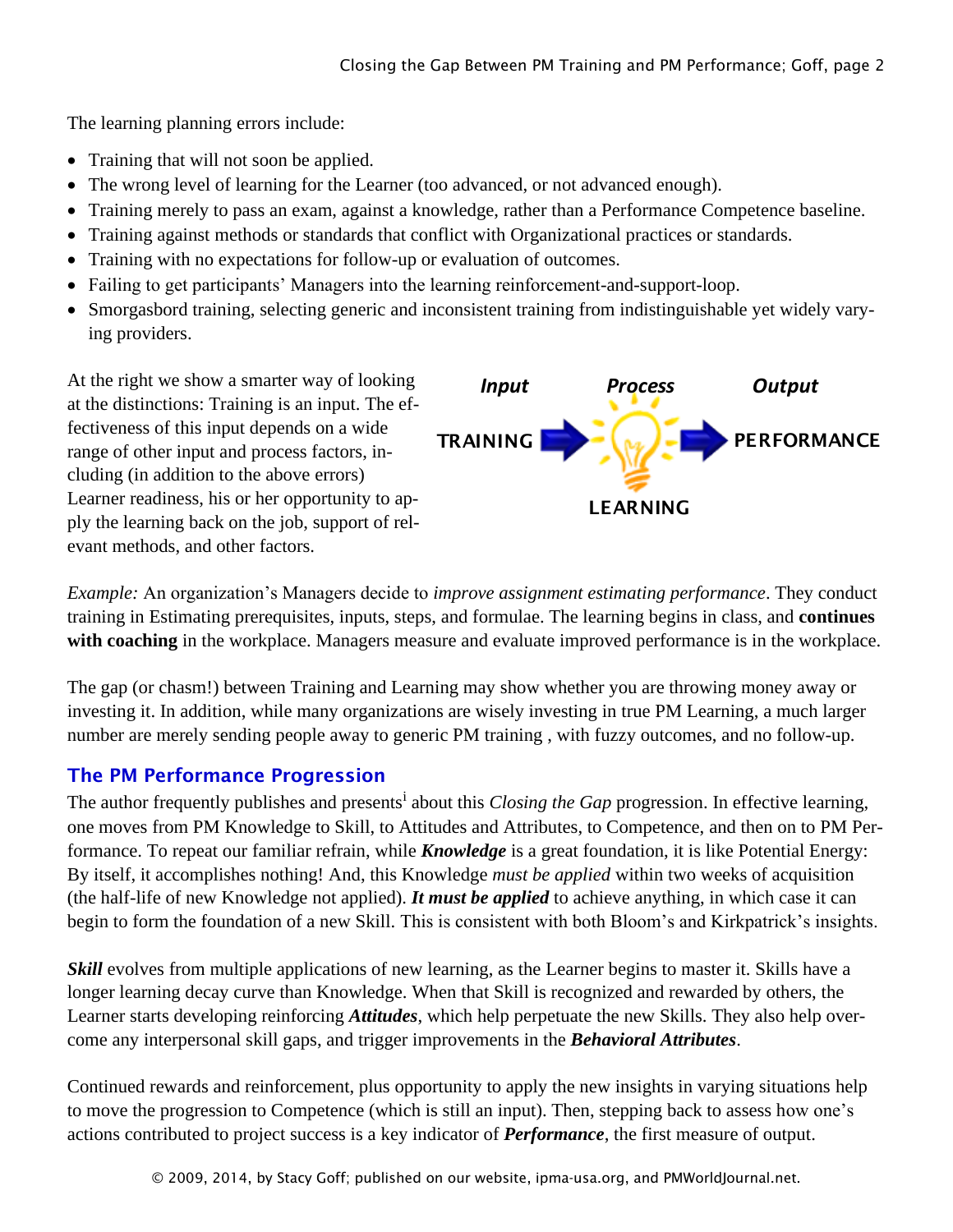The learning planning errors include:

- Training that will not soon be applied.
- The wrong level of learning for the Learner (too advanced, or not advanced enough).
- Training merely to pass an exam, against a knowledge, rather than a Performance Competence baseline.
- Training against methods or standards that conflict with Organizational practices or standards.
- Training with no expectations for follow-up or evaluation of outcomes.
- Failing to get participants' Managers into the learning reinforcement-and-support-loop.
- Smorgasbord training, selecting generic and inconsistent training from indistinguishable yet widely varying providers.

At the right we show a smarter way of looking at the distinctions: Training is an input. The effectiveness of this input depends on a wide range of other input and process factors, including (in addition to the above errors) Learner readiness, his or her opportunity to apply the learning back on the job, support of relevant methods, and other factors.

*Input* — *Process* — *Output*

TRAINING → LEARNING → PERFORMANCE

*Example:* An organization's Managers decide to *improve assignment estimating performance*. They conduct training in Estimating prerequisites, inputs, steps, and formulae. The learning begins in class, and **continues with coaching** in the workplace. Managers measure and evaluate improved performance is in the workplace.

The gap (or chasm!) between Training and Learning may show whether you are throwing money away or investing it. In addition, while many organizations are wisely investing in true PM Learning, a much larger number are merely sending people away to generic PM training , with fuzzy outcomes, and no follow-up.

## The PM Performance Progression

The author frequently publishes and presents[i] about this *Closing the Gap* progression. In effective learning, one moves from PM Knowledge to Skill, to Attitudes and Attributes, to Competence, and then on to PM Performance. To repeat our familiar refrain, while ***Knowledge*** is a great foundation, it is like Potential Energy: By itself, it accomplishes nothing! And, this Knowledge *must be applied* within two weeks of acquisition (the half-life of new Knowledge not applied). ***It must be applied*** to achieve anything, in which case it can begin to form the foundation of a new Skill. This is consistent with both Bloom's and Kirkpatrick's insights.

***Skill*** evolves from multiple applications of new learning, as the Learner begins to master it. Skills have a longer learning decay curve than Knowledge. When that Skill is recognized and rewarded by others, the Learner starts developing reinforcing ***Attitudes***, which help perpetuate the new Skills. They also help overcome any interpersonal skill gaps, and trigger improvements in the ***Behavioral Attributes***.

Continued rewards and reinforcement, plus opportunity to apply the new insights in varying situations help to move the progression to Competence (which is still an input). Then, stepping back to assess how one's actions contributed to project success is a key indicator of ***Performance***, the first measure of output.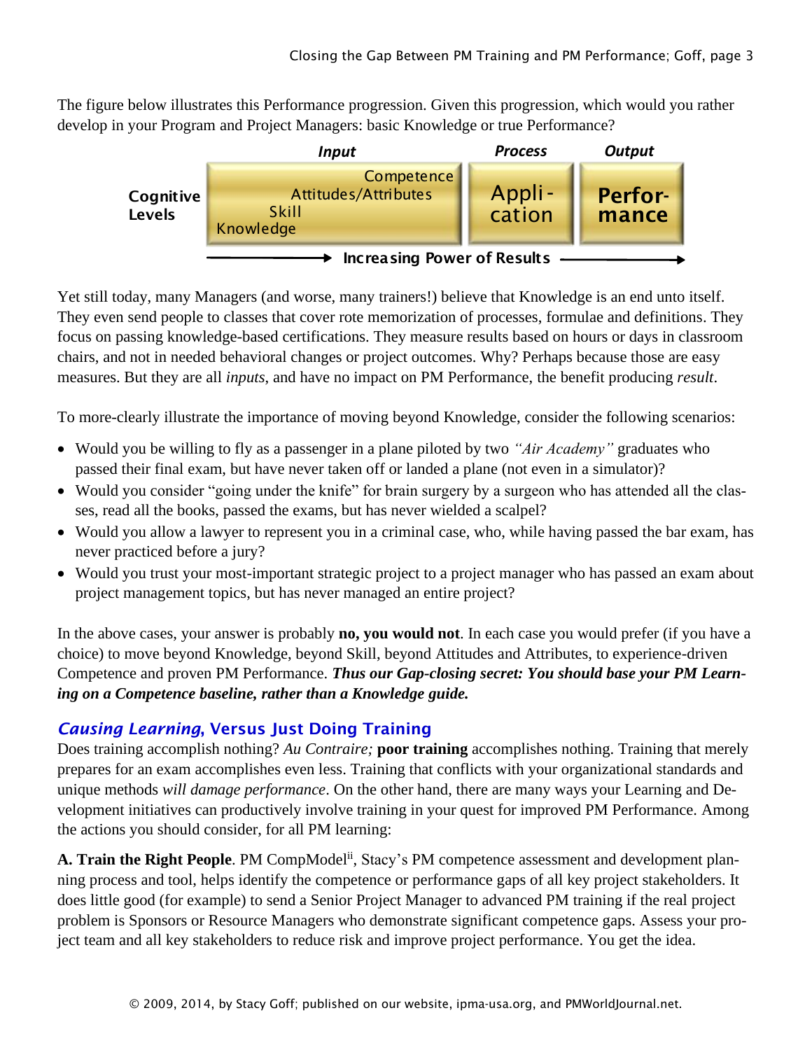The figure below illustrates this Performance progression. Given this progression, which would you rather develop in your Program and Project Managers: basic Knowledge or true Performance?

| | Input | Process | Output |
|---|---|---|---|
| Cognitive Levels | Competence<br>Attitudes/Attributes<br>Skill<br>Knowledge | Appli-cation | Perfor-mance |

→ Increasing Power of Results →

Yet still today, many Managers (and worse, many trainers!) believe that Knowledge is an end unto itself. They even send people to classes that cover rote memorization of processes, formulae and definitions. They focus on passing knowledge-based certifications. They measure results based on hours or days in classroom chairs, and not in needed behavioral changes or project outcomes. Why? Perhaps because those are easy measures. But they are all *inputs*, and have no impact on PM Performance, the benefit producing *result*.

To more-clearly illustrate the importance of moving beyond Knowledge, consider the following scenarios:

- Would you be willing to fly as a passenger in a plane piloted by two *"Air Academy"* graduates who passed their final exam, but have never taken off or landed a plane (not even in a simulator)?
- Would you consider "going under the knife" for brain surgery by a surgeon who has attended all the classes, read all the books, passed the exams, but has never wielded a scalpel?
- Would you allow a lawyer to represent you in a criminal case, who, while having passed the bar exam, has never practiced before a jury?
- Would you trust your most-important strategic project to a project manager who has passed an exam about project management topics, but has never managed an entire project?

In the above cases, your answer is probably **no, you would not**. In each case you would prefer (if you have a choice) to move beyond Knowledge, beyond Skill, beyond Attitudes and Attributes, to experience-driven Competence and proven PM Performance. ***Thus our Gap-closing secret: You should base your PM Learning on a Competence baseline, rather than a Knowledge guide.***

## *Causing Learning*, Versus Just Doing Training

Does training accomplish nothing? *Au Contraire;* **poor training** accomplishes nothing. Training that merely prepares for an exam accomplishes even less. Training that conflicts with your organizational standards and unique methods *will damage performance*. On the other hand, there are many ways your Learning and Development initiatives can productively involve training in your quest for improved PM Performance. Among the actions you should consider, for all PM learning:

**A. Train the Right People**. PM CompModel[ii], Stacy's PM competence assessment and development planning process and tool, helps identify the competence or performance gaps of all key project stakeholders. It does little good (for example) to send a Senior Project Manager to advanced PM training if the real project problem is Sponsors or Resource Managers who demonstrate significant competence gaps. Assess your project team and all key stakeholders to reduce risk and improve project performance. You get the idea.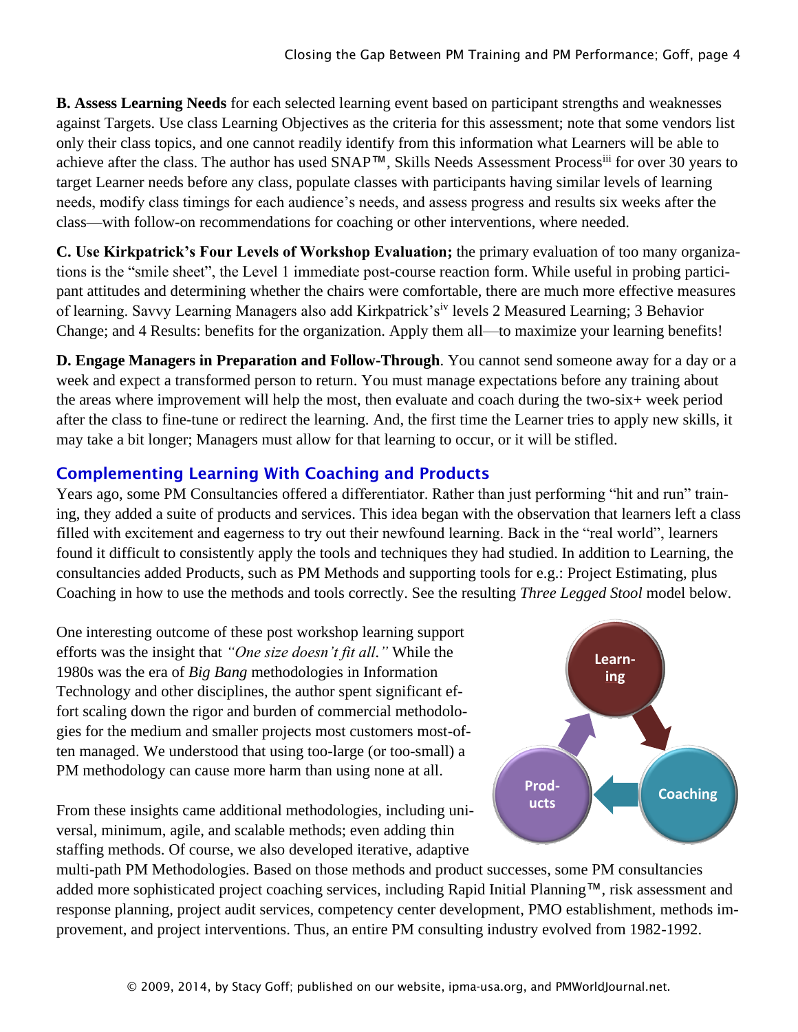**B. Assess Learning Needs** for each selected learning event based on participant strengths and weaknesses against Targets. Use class Learning Objectives as the criteria for this assessment; note that some vendors list only their class topics, and one cannot readily identify from this information what Learners will be able to achieve after the class. The author has used SNAP™, Skills Needs Assessment Process[iii] for over 30 years to target Learner needs before any class, populate classes with participants having similar levels of learning needs, modify class timings for each audience's needs, and assess progress and results six weeks after the class—with follow-on recommendations for coaching or other interventions, where needed.

**C. Use Kirkpatrick's Four Levels of Workshop Evaluation;** the primary evaluation of too many organizations is the "smile sheet", the Level 1 immediate post-course reaction form. While useful in probing participant attitudes and determining whether the chairs were comfortable, there are much more effective measures of learning. Savvy Learning Managers also add Kirkpatrick's[iv] levels 2 Measured Learning; 3 Behavior Change; and 4 Results: benefits for the organization. Apply them all—to maximize your learning benefits!

**D. Engage Managers in Preparation and Follow-Through**. You cannot send someone away for a day or a week and expect a transformed person to return. You must manage expectations before any training about the areas where improvement will help the most, then evaluate and coach during the two-six+ week period after the class to fine-tune or redirect the learning. And, the first time the Learner tries to apply new skills, it may take a bit longer; Managers must allow for that learning to occur, or it will be stifled.

## Complementing Learning With Coaching and Products

Years ago, some PM Consultancies offered a differentiator. Rather than just performing "hit and run" training, they added a suite of products and services. This idea began with the observation that learners left a class filled with excitement and eagerness to try out their newfound learning. Back in the "real world", learners found it difficult to consistently apply the tools and techniques they had studied. In addition to Learning, the consultancies added Products, such as PM Methods and supporting tools for e.g.: Project Estimating, plus Coaching in how to use the methods and tools correctly. See the resulting *Three Legged Stool* model below.

Learning → Coaching → Products → Learning

One interesting outcome of these post workshop learning support efforts was the insight that *"One size doesn't fit all."* While the 1980s was the era of *Big Bang* methodologies in Information Technology and other disciplines, the author spent significant effort scaling down the rigor and burden of commercial methodologies for the medium and smaller projects most customers most-often managed. We understood that using too-large (or too-small) a PM methodology can cause more harm than using none at all.

From these insights came additional methodologies, including universal, minimum, agile, and scalable methods; even adding thin staffing methods. Of course, we also developed iterative, adaptive multi-path PM Methodologies. Based on those methods and product successes, some PM consultancies added more sophisticated project coaching services, including Rapid Initial Planning™, risk assessment and response planning, project audit services, competency center development, PMO establishment, methods improvement, and project interventions. Thus, an entire PM consulting industry evolved from 1982-1992.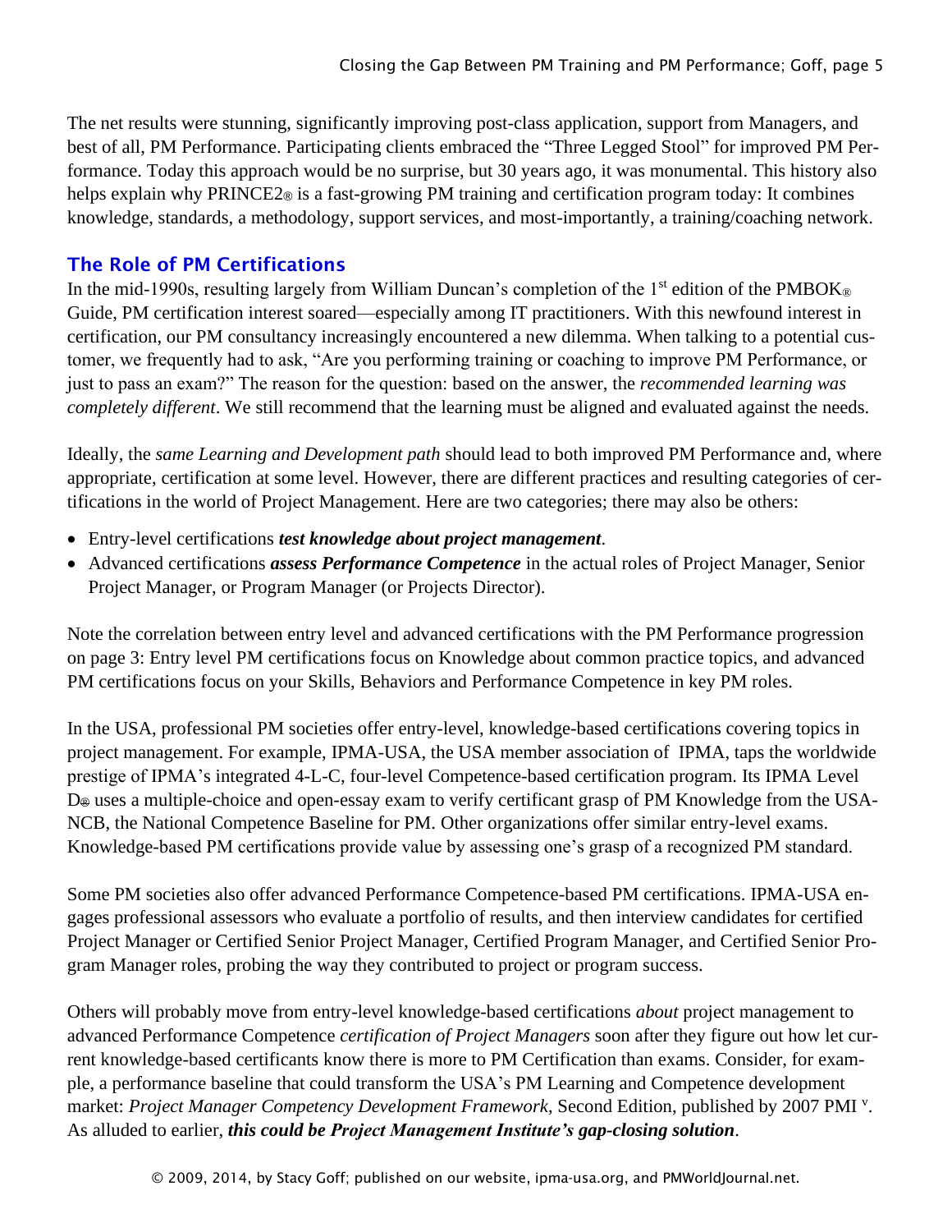The net results were stunning, significantly improving post-class application, support from Managers, and best of all, PM Performance. Participating clients embraced the "Three Legged Stool" for improved PM Performance. Today this approach would be no surprise, but 30 years ago, it was monumental. This history also helps explain why PRINCE2® is a fast-growing PM training and certification program today: It combines knowledge, standards, a methodology, support services, and most-importantly, a training/coaching network.

## The Role of PM Certifications

In the mid-1990s, resulting largely from William Duncan's completion of the 1st edition of the PMBOK® Guide, PM certification interest soared—especially among IT practitioners. With this newfound interest in certification, our PM consultancy increasingly encountered a new dilemma. When talking to a potential customer, we frequently had to ask, "Are you performing training or coaching to improve PM Performance, or just to pass an exam?" The reason for the question: based on the answer, the *recommended learning was completely different*. We still recommend that the learning must be aligned and evaluated against the needs.

Ideally, the *same Learning and Development path* should lead to both improved PM Performance and, where appropriate, certification at some level. However, there are different practices and resulting categories of certifications in the world of Project Management. Here are two categories; there may also be others:

- Entry-level certifications ***test knowledge about project management***.
- Advanced certifications ***assess Performance Competence*** in the actual roles of Project Manager, Senior Project Manager, or Program Manager (or Projects Director).

Note the correlation between entry level and advanced certifications with the PM Performance progression on page 3: Entry level PM certifications focus on Knowledge about common practice topics, and advanced PM certifications focus on your Skills, Behaviors and Performance Competence in key PM roles.

In the USA, professional PM societies offer entry-level, knowledge-based certifications covering topics in project management. For example, IPMA-USA, the USA member association of IPMA, taps the worldwide prestige of IPMA's integrated 4-L-C, four-level Competence-based certification program. Its IPMA Level D® uses a multiple-choice and open-essay exam to verify certificant grasp of PM Knowledge from the USA-NCB, the National Competence Baseline for PM. Other organizations offer similar entry-level exams. Knowledge-based PM certifications provide value by assessing one's grasp of a recognized PM standard.

Some PM societies also offer advanced Performance Competence-based PM certifications. IPMA-USA engages professional assessors who evaluate a portfolio of results, and then interview candidates for certified Project Manager or Certified Senior Project Manager, Certified Program Manager, and Certified Senior Program Manager roles, probing the way they contributed to project or program success.

Others will probably move from entry-level knowledge-based certifications *about* project management to advanced Performance Competence *certification of Project Managers* soon after they figure out how let current knowledge-based certificants know there is more to PM Certification than exams. Consider, for example, a performance baseline that could transform the USA's PM Learning and Competence development market: *Project Manager Competency Development Framework*, Second Edition, published by 2007 PMI [v]. As alluded to earlier, ***this could be Project Management Institute's gap-closing solution***.

© 2009, 2014, by Stacy Goff; published on our website, ipma-usa.org, and PMWorldJournal.net.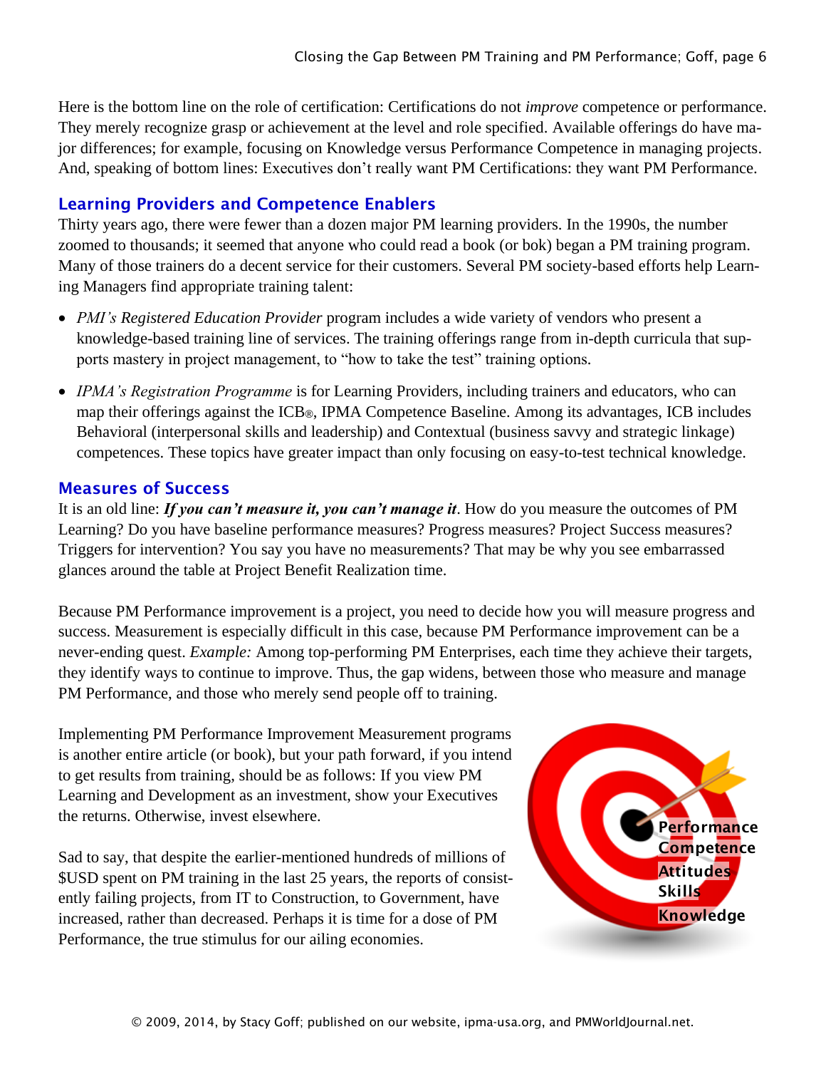Here is the bottom line on the role of certification: Certifications do not *improve* competence or performance. They merely recognize grasp or achievement at the level and role specified. Available offerings do have major differences; for example, focusing on Knowledge versus Performance Competence in managing projects. And, speaking of bottom lines: Executives don't really want PM Certifications: they want PM Performance.

## Learning Providers and Competence Enablers

Thirty years ago, there were fewer than a dozen major PM learning providers. In the 1990s, the number zoomed to thousands; it seemed that anyone who could read a book (or bok) began a PM training program. Many of those trainers do a decent service for their customers. Several PM society-based efforts help Learning Managers find appropriate training talent:

- *PMI's Registered Education Provider* program includes a wide variety of vendors who present a knowledge-based training line of services. The training offerings range from in-depth curricula that supports mastery in project management, to "how to take the test" training options.
- *IPMA's Registration Programme* is for Learning Providers, including trainers and educators, who can map their offerings against the ICB®, IPMA Competence Baseline. Among its advantages, ICB includes Behavioral (interpersonal skills and leadership) and Contextual (business savvy and strategic linkage) competences. These topics have greater impact than only focusing on easy-to-test technical knowledge.

## Measures of Success

It is an old line: ***If you can't measure it, you can't manage it***. How do you measure the outcomes of PM Learning? Do you have baseline performance measures? Progress measures? Project Success measures? Triggers for intervention? You say you have no measurements? That may be why you see embarrassed glances around the table at Project Benefit Realization time.

Because PM Performance improvement is a project, you need to decide how you will measure progress and success. Measurement is especially difficult in this case, because PM Performance improvement can be a never-ending quest. *Example:* Among top-performing PM Enterprises, each time they achieve their targets, they identify ways to continue to improve. Thus, the gap widens, between those who measure and manage PM Performance, and those who merely send people off to training.

Implementing PM Performance Improvement Measurement programs is another entire article (or book), but your path forward, if you intend to get results from training, should be as follows: If you view PM Learning and Development as an investment, show your Executives the returns. Otherwise, invest elsewhere.

Sad to say, that despite the earlier-mentioned hundreds of millions of $USD spent on PM training in the last 25 years, the reports of consistently failing projects, from IT to Construction, to Government, have increased, rather than decreased. Perhaps it is time for a dose of PM Performance, the true stimulus for our ailing economies.

Performance
Competence
Attitudes
Skills
Knowledge

© 2009, 2014, by Stacy Goff; published on our website, ipma-usa.org, and PMWorldJournal.net.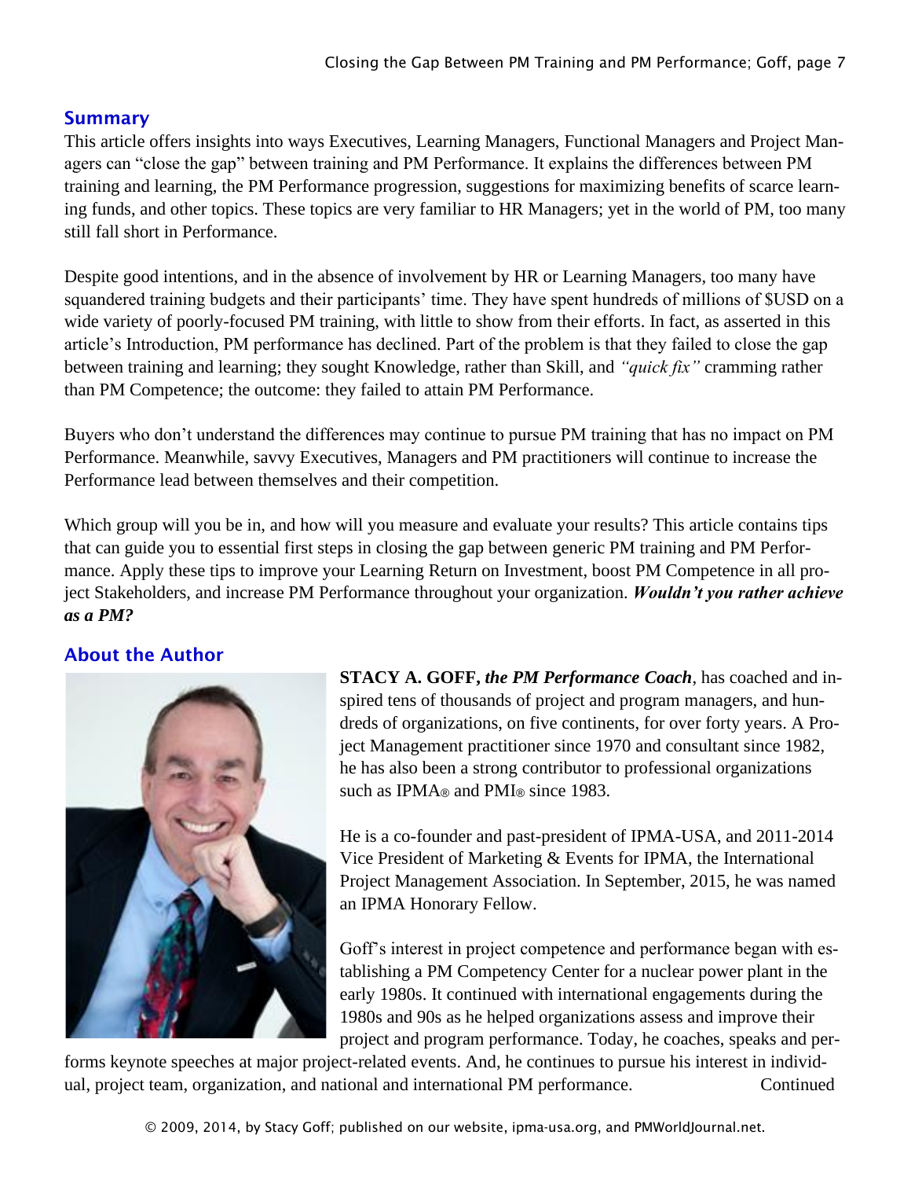## Summary

This article offers insights into ways Executives, Learning Managers, Functional Managers and Project Managers can "close the gap" between training and PM Performance. It explains the differences between PM training and learning, the PM Performance progression, suggestions for maximizing benefits of scarce learning funds, and other topics. These topics are very familiar to HR Managers; yet in the world of PM, too many still fall short in Performance.

Despite good intentions, and in the absence of involvement by HR or Learning Managers, too many have squandered training budgets and their participants' time. They have spent hundreds of millions of $USD on a wide variety of poorly-focused PM training, with little to show from their efforts. In fact, as asserted in this article's Introduction, PM performance has declined. Part of the problem is that they failed to close the gap between training and learning; they sought Knowledge, rather than Skill, and *"quick fix"* cramming rather than PM Competence; the outcome: they failed to attain PM Performance.

Buyers who don't understand the differences may continue to pursue PM training that has no impact on PM Performance. Meanwhile, savvy Executives, Managers and PM practitioners will continue to increase the Performance lead between themselves and their competition.

Which group will you be in, and how will you measure and evaluate your results? This article contains tips that can guide you to essential first steps in closing the gap between generic PM training and PM Performance. Apply these tips to improve your Learning Return on Investment, boost PM Competence in all project Stakeholders, and increase PM Performance throughout your organization. ***Wouldn't you rather achieve as a PM?***

## About the Author

**STACY A. GOFF, *the PM Performance Coach***, has coached and inspired tens of thousands of project and program managers, and hundreds of organizations, on five continents, for over forty years. A Project Management practitioner since 1970 and consultant since 1982, he has also been a strong contributor to professional organizations such as IPMA® and PMI® since 1983.

He is a co-founder and past-president of IPMA-USA, and 2011-2014 Vice President of Marketing & Events for IPMA, the International Project Management Association. In September, 2015, he was named an IPMA Honorary Fellow.

Goff's interest in project competence and performance began with establishing a PM Competency Center for a nuclear power plant in the early 1980s. It continued with international engagements during the 1980s and 90s as he helped organizations assess and improve their project and program performance. Today, he coaches, speaks and performs keynote speeches at major project-related events. And, he continues to pursue his interest in individual, project team, organization, and national and international PM performance. Continued

© 2009, 2014, by Stacy Goff; published on our website, ipma-usa.org, and PMWorldJournal.net.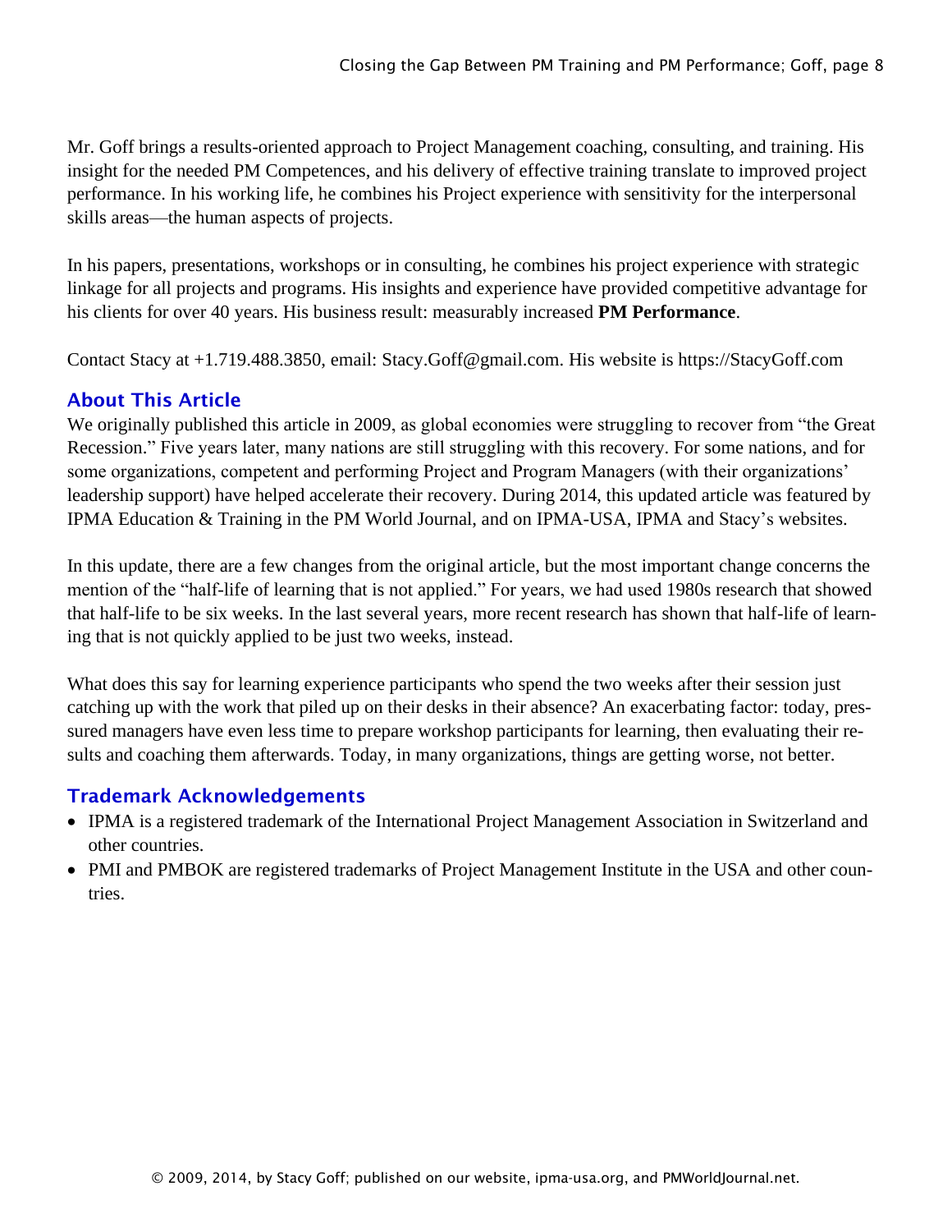Mr. Goff brings a results-oriented approach to Project Management coaching, consulting, and training. His insight for the needed PM Competences, and his delivery of effective training translate to improved project performance. In his working life, he combines his Project experience with sensitivity for the interpersonal skills areas—the human aspects of projects.

In his papers, presentations, workshops or in consulting, he combines his project experience with strategic linkage for all projects and programs. His insights and experience have provided competitive advantage for his clients for over 40 years. His business result: measurably increased **PM Performance**.

Contact Stacy at +1.719.488.3850, email: Stacy.Goff@gmail.com. His website is https://StacyGoff.com

## About This Article

We originally published this article in 2009, as global economies were struggling to recover from "the Great Recession." Five years later, many nations are still struggling with this recovery. For some nations, and for some organizations, competent and performing Project and Program Managers (with their organizations' leadership support) have helped accelerate their recovery. During 2014, this updated article was featured by IPMA Education & Training in the PM World Journal, and on IPMA-USA, IPMA and Stacy's websites.

In this update, there are a few changes from the original article, but the most important change concerns the mention of the "half-life of learning that is not applied." For years, we had used 1980s research that showed that half-life to be six weeks. In the last several years, more recent research has shown that half-life of learning that is not quickly applied to be just two weeks, instead.

What does this say for learning experience participants who spend the two weeks after their session just catching up with the work that piled up on their desks in their absence? An exacerbating factor: today, pressured managers have even less time to prepare workshop participants for learning, then evaluating their results and coaching them afterwards. Today, in many organizations, things are getting worse, not better.

## Trademark Acknowledgements

- IPMA is a registered trademark of the International Project Management Association in Switzerland and other countries.
- PMI and PMBOK are registered trademarks of Project Management Institute in the USA and other countries.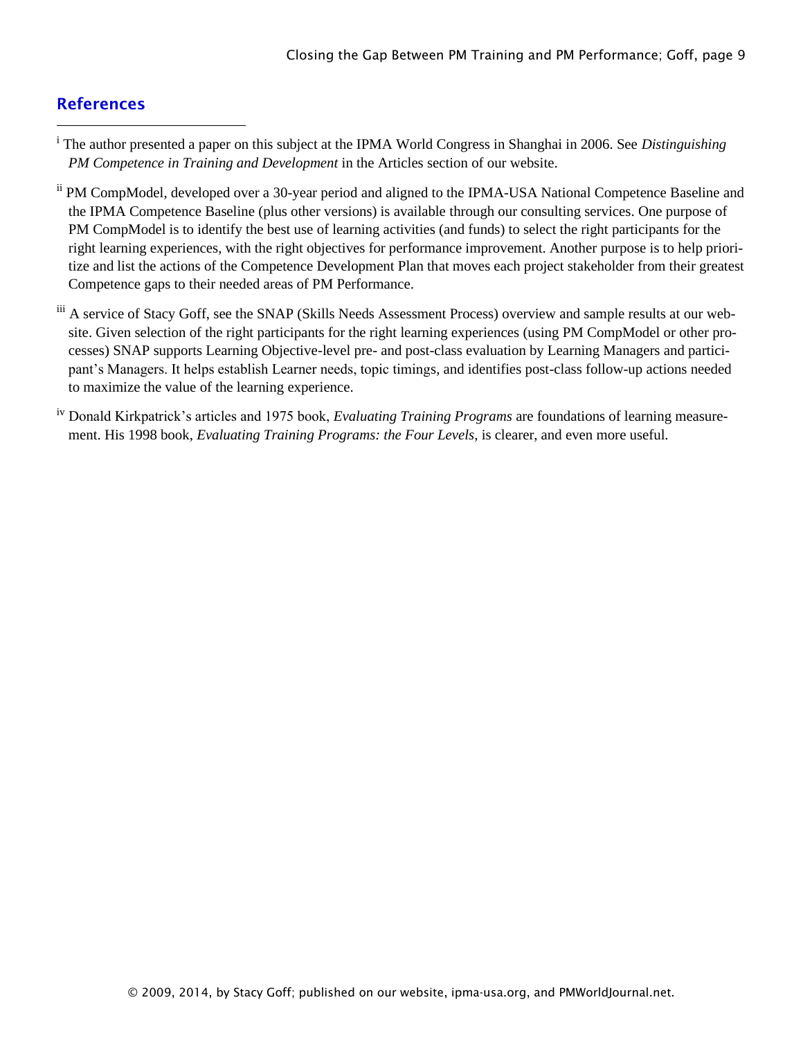## References

[i] The author presented a paper on this subject at the IPMA World Congress in Shanghai in 2006. See *Distinguishing PM Competence in Training and Development* in the Articles section of our website.

[ii] PM CompModel, developed over a 30-year period and aligned to the IPMA-USA National Competence Baseline and the IPMA Competence Baseline (plus other versions) is available through our consulting services. One purpose of PM CompModel is to identify the best use of learning activities (and funds) to select the right participants for the right learning experiences, with the right objectives for performance improvement. Another purpose is to help prioritize and list the actions of the Competence Development Plan that moves each project stakeholder from their greatest Competence gaps to their needed areas of PM Performance.

[iii] A service of Stacy Goff, see the SNAP (Skills Needs Assessment Process) overview and sample results at our website. Given selection of the right participants for the right learning experiences (using PM CompModel or other processes) SNAP supports Learning Objective-level pre- and post-class evaluation by Learning Managers and participant's Managers. It helps establish Learner needs, topic timings, and identifies post-class follow-up actions needed to maximize the value of the learning experience.

[iv] Donald Kirkpatrick's articles and 1975 book, *Evaluating Training Programs* are foundations of learning measurement. His 1998 book, *Evaluating Training Programs: the Four Levels*, is clearer, and even more useful.

© 2009, 2014, by Stacy Goff; published on our website, ipma-usa.org, and PMWorldJournal.net.